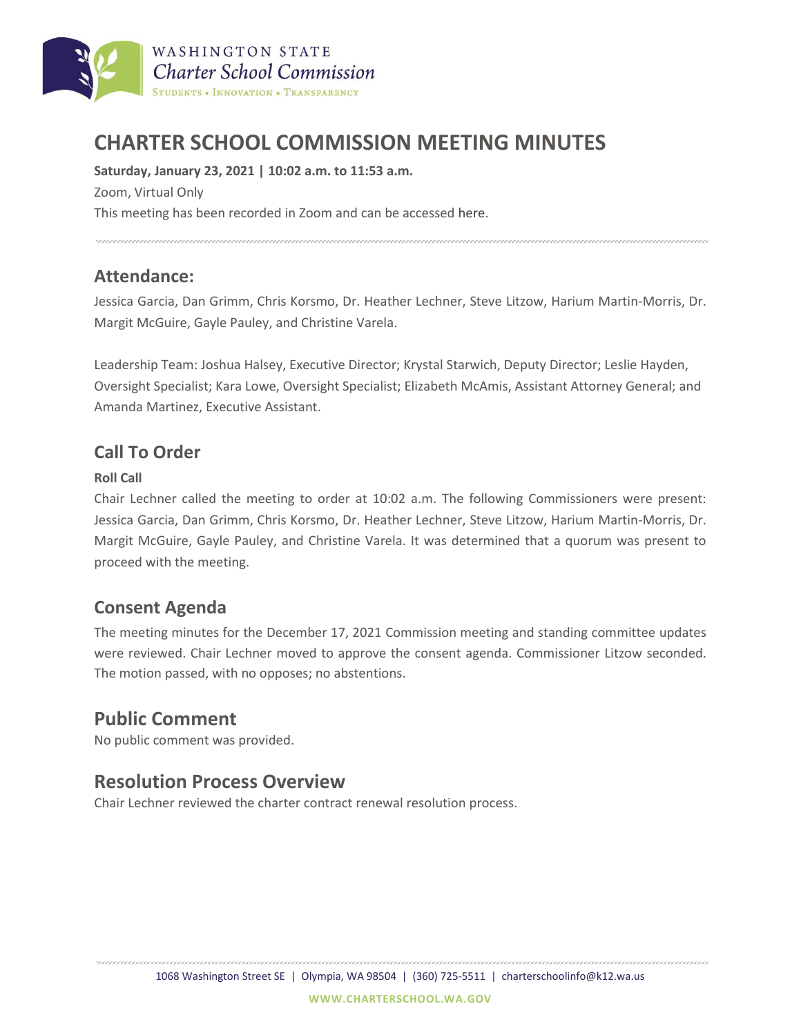# CHARTER SCHOOL COMMISSION MEETING MINUTES

**Saturday, January 23, 2021 | 10:02 a.m. to 11:53 a.m.**

Zoom, Virtual Only

This meeting has been recorded in Zoom and can be accessed here.

## Attendance:

Jessica Garcia, Dan Grimm, Chris Korsmo, Dr. Heather Lechner, Steve Litzow, Harium Martin-Morris, Dr. Margit McGuire, Gayle Pauley, and Christine Varela.

Leadership Team: Joshua Halsey, Executive Director; Krystal Starwich, Deputy Director; Leslie Hayden, Oversight Specialist; Kara Lowe, Oversight Specialist; Elizabeth McAmis, Assistant Attorney General; and Amanda Martinez, Executive Assistant.

## Call To Order

**Roll Call**

Chair Lechner called the meeting to order at 10:02 a.m. The following Commissioners were present: Jessica Garcia, Dan Grimm, Chris Korsmo, Dr. Heather Lechner, Steve Litzow, Harium Martin-Morris, Dr. Margit McGuire, Gayle Pauley, and Christine Varela. It was determined that a quorum was present to proceed with the meeting.

## Consent Agenda

The meeting minutes for the December 17, 2021 Commission meeting and standing committee updates were reviewed. Chair Lechner moved to approve the consent agenda. Commissioner Litzow seconded. The motion passed, with no opposes; no abstentions.

## Public Comment

No public comment was provided.

## Resolution Process Overview

Chair Lechner reviewed the charter contract renewal resolution process.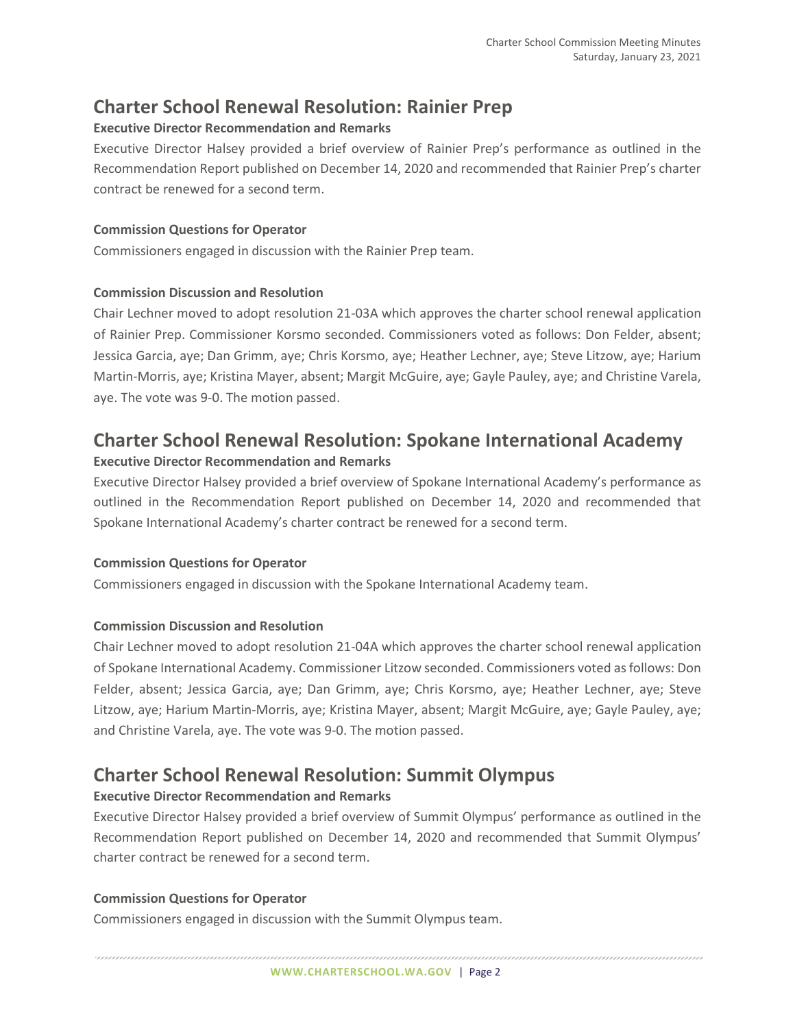## Charter School Renewal Resolution: Rainier Prep

### Executive Director Recommendation and Remarks

Executive Director Halsey provided a brief overview of Rainier Prep's performance as outlined in the Recommendation Report published on December 14, 2020 and recommended that Rainier Prep's charter contract be renewed for a second term.

### Commission Questions for Operator

Commissioners engaged in discussion with the Rainier Prep team.

### Commission Discussion and Resolution

Chair Lechner moved to adopt resolution 21-03A which approves the charter school renewal application of Rainier Prep. Commissioner Korsmo seconded. Commissioners voted as follows: Don Felder, absent; Jessica Garcia, aye; Dan Grimm, aye; Chris Korsmo, aye; Heather Lechner, aye; Steve Litzow, aye; Harium Martin-Morris, aye; Kristina Mayer, absent; Margit McGuire, aye; Gayle Pauley, aye; and Christine Varela, aye. The vote was 9-0. The motion passed.

## Charter School Renewal Resolution: Spokane International Academy

### Executive Director Recommendation and Remarks

Executive Director Halsey provided a brief overview of Spokane International Academy's performance as outlined in the Recommendation Report published on December 14, 2020 and recommended that Spokane International Academy's charter contract be renewed for a second term.

### Commission Questions for Operator

Commissioners engaged in discussion with the Spokane International Academy team.

### Commission Discussion and Resolution

Chair Lechner moved to adopt resolution 21-04A which approves the charter school renewal application of Spokane International Academy. Commissioner Litzow seconded. Commissioners voted as follows: Don Felder, absent; Jessica Garcia, aye; Dan Grimm, aye; Chris Korsmo, aye; Heather Lechner, aye; Steve Litzow, aye; Harium Martin-Morris, aye; Kristina Mayer, absent; Margit McGuire, aye; Gayle Pauley, aye; and Christine Varela, aye. The vote was 9-0. The motion passed.

## Charter School Renewal Resolution: Summit Olympus

### Executive Director Recommendation and Remarks

Executive Director Halsey provided a brief overview of Summit Olympus' performance as outlined in the Recommendation Report published on December 14, 2020 and recommended that Summit Olympus' charter contract be renewed for a second term.

### Commission Questions for Operator

Commissioners engaged in discussion with the Summit Olympus team.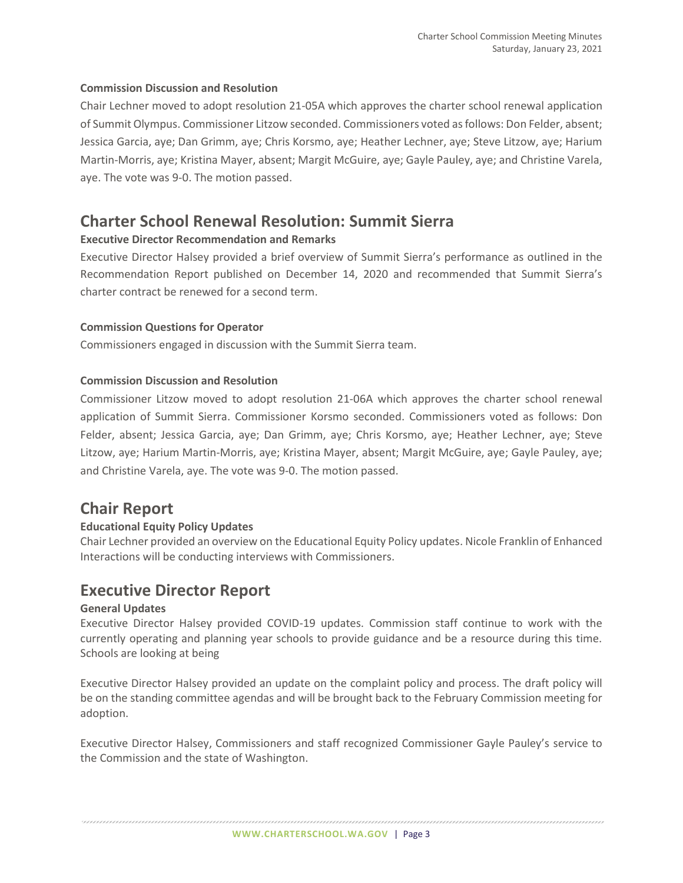### Commission Discussion and Resolution

Chair Lechner moved to adopt resolution 21-05A which approves the charter school renewal application of Summit Olympus. Commissioner Litzow seconded. Commissioners voted as follows: Don Felder, absent; Jessica Garcia, aye; Dan Grimm, aye; Chris Korsmo, aye; Heather Lechner, aye; Steve Litzow, aye; Harium Martin-Morris, aye; Kristina Mayer, absent; Margit McGuire, aye; Gayle Pauley, aye; and Christine Varela, aye. The vote was 9-0. The motion passed.

## Charter School Renewal Resolution: Summit Sierra

### Executive Director Recommendation and Remarks

Executive Director Halsey provided a brief overview of Summit Sierra's performance as outlined in the Recommendation Report published on December 14, 2020 and recommended that Summit Sierra's charter contract be renewed for a second term.

### Commission Questions for Operator

Commissioners engaged in discussion with the Summit Sierra team.

### Commission Discussion and Resolution

Commissioner Litzow moved to adopt resolution 21-06A which approves the charter school renewal application of Summit Sierra. Commissioner Korsmo seconded. Commissioners voted as follows: Don Felder, absent; Jessica Garcia, aye; Dan Grimm, aye; Chris Korsmo, aye; Heather Lechner, aye; Steve Litzow, aye; Harium Martin-Morris, aye; Kristina Mayer, absent; Margit McGuire, aye; Gayle Pauley, aye; and Christine Varela, aye. The vote was 9-0. The motion passed.

## Chair Report

### Educational Equity Policy Updates

Chair Lechner provided an overview on the Educational Equity Policy updates. Nicole Franklin of Enhanced Interactions will be conducting interviews with Commissioners.

## Executive Director Report

### General Updates

Executive Director Halsey provided COVID-19 updates. Commission staff continue to work with the currently operating and planning year schools to provide guidance and be a resource during this time. Schools are looking at being

Executive Director Halsey provided an update on the complaint policy and process. The draft policy will be on the standing committee agendas and will be brought back to the February Commission meeting for adoption.

Executive Director Halsey, Commissioners and staff recognized Commissioner Gayle Pauley's service to the Commission and the state of Washington.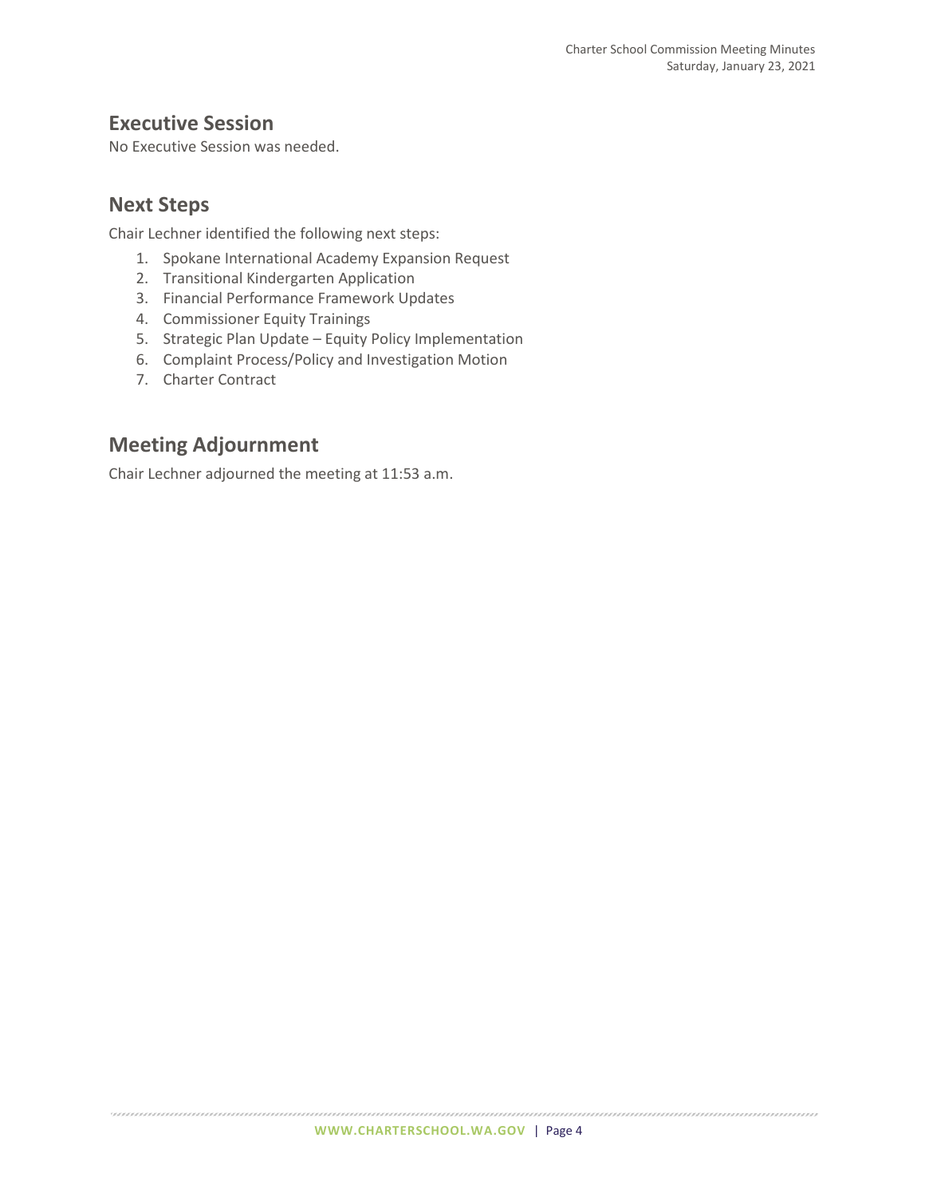## Executive Session

No Executive Session was needed.

## Next Steps

Chair Lechner identified the following next steps:

1. Spokane International Academy Expansion Request
2. Transitional Kindergarten Application
3. Financial Performance Framework Updates
4. Commissioner Equity Trainings
5. Strategic Plan Update – Equity Policy Implementation
6. Complaint Process/Policy and Investigation Motion
7. Charter Contract

## Meeting Adjournment

Chair Lechner adjourned the meeting at 11:53 a.m.